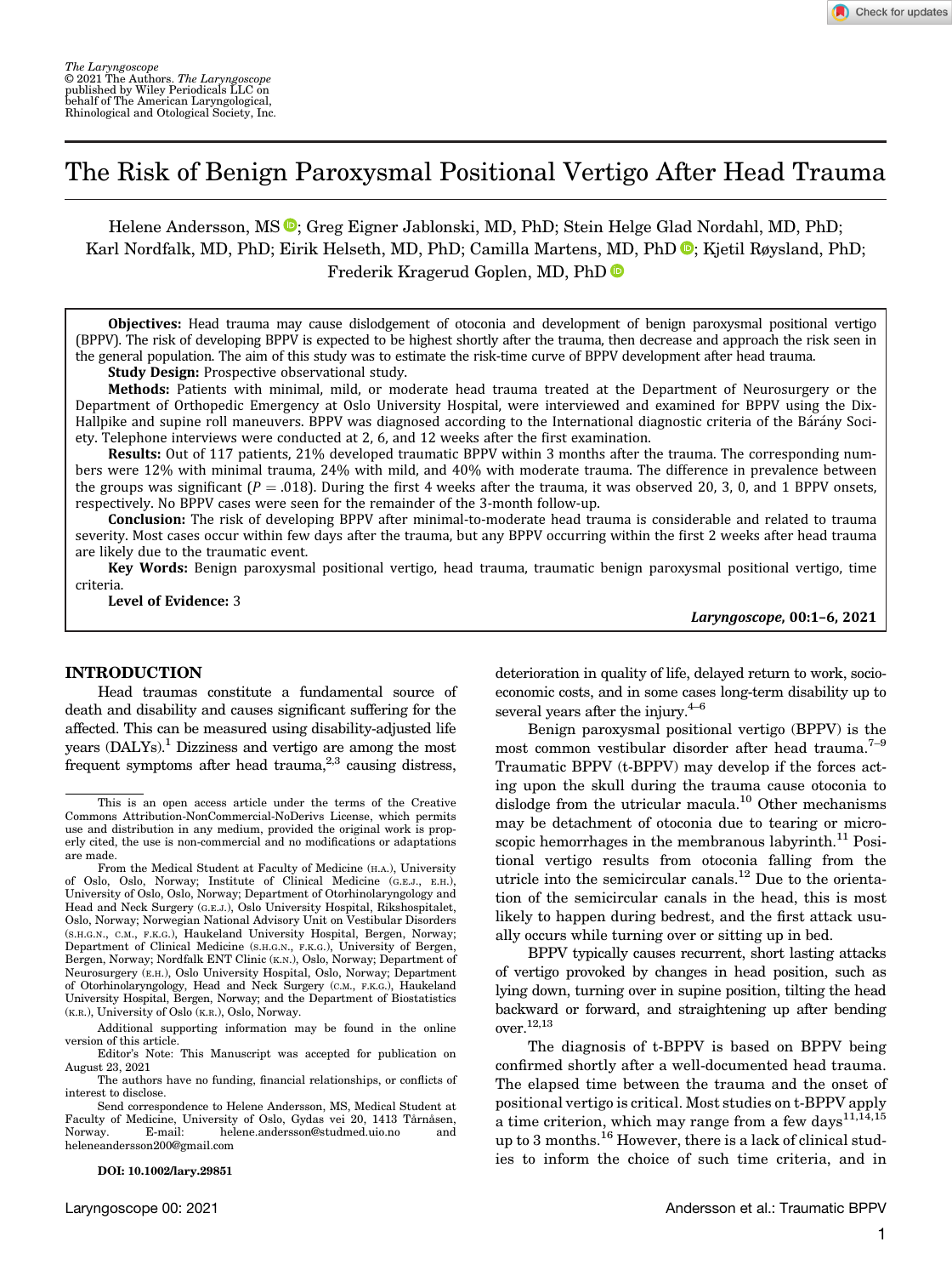# The Risk of Benign Paroxysmal Positional Vertigo After Head Trauma

Helene Andersson, MS; Greg Eigner Jablonski, MD, PhD; Stein Helge Glad Nordahl, MD, PhD; Karl Nordfalk, MD, PhD; Eirik Helseth, MD, PhD; Camilla Martens, MD, PhD; Kjetil Røysland, PhD; Frederik Kragerud Goplen, MD, PhD

**Objectives:** Head trauma may cause dislodgement of otoconia and development of benign paroxysmal positional vertigo (BPPV). The risk of developing BPPV is expected to be highest shortly after the trauma, then decrease and approach the risk seen in the general population. The aim of this study was to estimate the risk-time curve of BPPV development after head trauma.

**Study Design:** Prospective observational study.

**Methods:** Patients with minimal, mild, or moderate head trauma treated at the Department of Neurosurgery or the Department of Orthopedic Emergency at Oslo University Hospital, were interviewed and examined for BPPV using the Dix-Hallpike and supine roll maneuvers. BPPV was diagnosed according to the International diagnostic criteria of the Bárány Society. Telephone interviews were conducted at 2, 6, and 12 weeks after the first examination.

**Results:** Out of 117 patients, 21% developed traumatic BPPV within 3 months after the trauma. The corresponding numbers were 12% with minimal trauma, 24% with mild, and 40% with moderate trauma. The difference in prevalence between the groups was significant ($P = .018$). During the first 4 weeks after the trauma, it was observed 20, 3, 0, and 1 BPPV onsets, respectively. No BPPV cases were seen for the remainder of the 3-month follow-up.

**Conclusion:** The risk of developing BPPV after minimal-to-moderate head trauma is considerable and related to trauma severity. Most cases occur within few days after the trauma, but any BPPV occurring within the first 2 weeks after head trauma are likely due to the traumatic event.

**Key Words:** Benign paroxysmal positional vertigo, head trauma, traumatic benign paroxysmal positional vertigo, time criteria.

**Level of Evidence:** 3

*Laryngoscope*, 00:1–6, 2021

## INTRODUCTION

Head traumas constitute a fundamental source of death and disability and causes significant suffering for the affected. This can be measured using disability-adjusted life years (DALYs).[1] Dizziness and vertigo are among the most frequent symptoms after head trauma,[2,3] causing distress, deterioration in quality of life, delayed return to work, socioeconomic costs, and in some cases long-term disability up to several years after the injury.[4–6]

Benign paroxysmal positional vertigo (BPPV) is the most common vestibular disorder after head trauma.[7–9] Traumatic BPPV (t-BPPV) may develop if the forces acting upon the skull during the trauma cause otoconia to dislodge from the utricular macula.[10] Other mechanisms may be detachment of otoconia due to tearing or microscopic hemorrhages in the membranous labyrinth.[11] Positional vertigo results from otoconia falling from the utricle into the semicircular canals.[12] Due to the orientation of the semicircular canals in the head, this is most likely to happen during bedrest, and the first attack usually occurs while turning over or sitting up in bed.

BPPV typically causes recurrent, short lasting attacks of vertigo provoked by changes in head position, such as lying down, turning over in supine position, tilting the head backward or forward, and straightening up after bending over.[12,13]

The diagnosis of t-BPPV is based on BPPV being confirmed shortly after a well-documented head trauma. The elapsed time between the trauma and the onset of positional vertigo is critical. Most studies on t-BPPV apply a time criterion, which may range from a few days[11,14,15] up to 3 months.[16] However, there is a lack of clinical studies to inform the choice of such time criteria, and in

---

This is an open access article under the terms of the Creative Commons Attribution-NonCommercial-NoDerivs License, which permits use and distribution in any medium, provided the original work is properly cited, the use is non-commercial and no modifications or adaptations are made.

From the Medical Student at Faculty of Medicine (H.A.), University of Oslo, Oslo, Norway; Institute of Clinical Medicine (G.E.J., E.H.), University of Oslo, Oslo, Norway; Department of Otorhinolaryngology and Head and Neck Surgery (G.E.J.), Oslo University Hospital, Rikshospitalet, Oslo, Norway; Norwegian National Advisory Unit on Vestibular Disorders (S.H.G.N., C.M., F.K.G.), Haukeland University Hospital, Bergen, Norway; Department of Clinical Medicine (S.H.G.N., F.K.G.), University of Bergen, Bergen, Norway; Nordfalk ENT Clinic (K.N.), Oslo, Norway; Department of Neurosurgery (E.H.), Oslo University Hospital, Oslo, Norway; Department of Otorhinolaryngology, Head and Neck Surgery (C.M., F.K.G.), Haukeland University Hospital, Bergen, Norway; and the Department of Biostatistics (K.R.), University of Oslo (K.R.), Oslo, Norway.

Additional supporting information may be found in the online version of this article.

Editor's Note: This Manuscript was accepted for publication on August 23, 2021

The authors have no funding, financial relationships, or conflicts of interest to disclose.

Send correspondence to Helene Andersson, MS, Medical Student at Faculty of Medicine, University of Oslo, Gydas vei 20, 1413 Tårnåsen, Norway. E-mail: helene.andersson@studmed.uio.no and heleneandersson200@gmail.com

DOI: 10.1002/lary.29851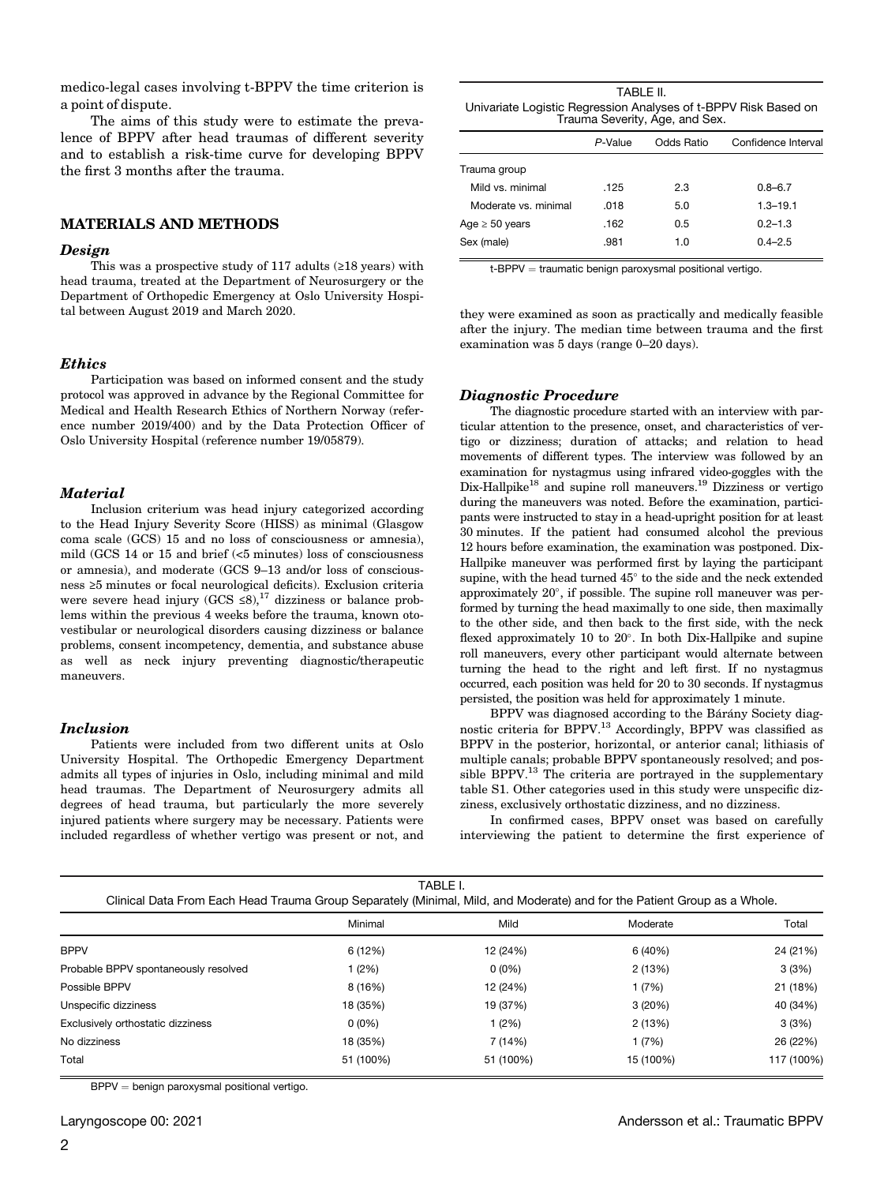medico-legal cases involving t-BPPV the time criterion is a point of dispute.

The aims of this study were to estimate the prevalence of BPPV after head traumas of different severity and to establish a risk-time curve for developing BPPV the first 3 months after the trauma.

## MATERIALS AND METHODS

### *Design*

This was a prospective study of 117 adults (≥18 years) with head trauma, treated at the Department of Neurosurgery or the Department of Orthopedic Emergency at Oslo University Hospital between August 2019 and March 2020.

### *Ethics*

Participation was based on informed consent and the study protocol was approved in advance by the Regional Committee for Medical and Health Research Ethics of Northern Norway (reference number 2019/400) and by the Data Protection Officer of Oslo University Hospital (reference number 19/05879).

### *Material*

Inclusion criterium was head injury categorized according to the Head Injury Severity Score (HISS) as minimal (Glasgow coma scale (GCS) 15 and no loss of consciousness or amnesia), mild (GCS 14 or 15 and brief (<5 minutes) loss of consciousness or amnesia), and moderate (GCS 9–13 and/or loss of consciousness ≥5 minutes or focal neurological deficits). Exclusion criteria were severe head injury (GCS ≤8),[17] dizziness or balance problems within the previous 4 weeks before the trauma, known oto-vestibular or neurological disorders causing dizziness or balance problems, consent incompetency, dementia, and substance abuse as well as neck injury preventing diagnostic/therapeutic maneuvers.

### *Inclusion*

Patients were included from two different units at Oslo University Hospital. The Orthopedic Emergency Department admits all types of injuries in Oslo, including minimal and mild head traumas. The Department of Neurosurgery admits all degrees of head trauma, but particularly the more severely injured patients where surgery may be necessary. Patients were included regardless of whether vertigo was present or not, and they were examined as soon as practically and medically feasible after the injury. The median time between trauma and the first examination was 5 days (range 0–20 days).

TABLE II.
Univariate Logistic Regression Analyses of t-BPPV Risk Based on Trauma Severity, Age, and Sex.

| | *P*-Value | Odds Ratio | Confidence Interval |
|---|---|---|---|
| Trauma group | | | |
| Mild vs. minimal | .125 | 2.3 | 0.8–6.7 |
| Moderate vs. minimal | .018 | 5.0 | 1.3–19.1 |
| Age ≥ 50 years | .162 | 0.5 | 0.2–1.3 |
| Sex (male) | .981 | 1.0 | 0.4–2.5 |

t-BPPV = traumatic benign paroxysmal positional vertigo.

### *Diagnostic Procedure*

The diagnostic procedure started with an interview with particular attention to the presence, onset, and characteristics of vertigo or dizziness; duration of attacks; and relation to head movements of different types. The interview was followed by an examination for nystagmus using infrared video-goggles with the Dix-Hallpike[18] and supine roll maneuvers.[19] Dizziness or vertigo during the maneuvers was noted. Before the examination, participants were instructed to stay in a head-upright position for at least 30 minutes. If the patient had consumed alcohol the previous 12 hours before examination, the examination was postponed. Dix-Hallpike maneuver was performed first by laying the participant supine, with the head turned 45° to the side and the neck extended approximately 20°, if possible. The supine roll maneuver was performed by turning the head maximally to one side, then maximally to the other side, and then back to the first side, with the neck flexed approximately 10 to 20°. In both Dix-Hallpike and supine roll maneuvers, every other participant would alternate between turning the head to the right and left first. If no nystagmus occurred, each position was held for 20 to 30 seconds. If nystagmus persisted, the position was held for approximately 1 minute.

BPPV was diagnosed according to the Bárány Society diagnostic criteria for BPPV.[13] Accordingly, BPPV was classified as BPPV in the posterior, horizontal, or anterior canal; lithiasis of multiple canals; probable BPPV spontaneously resolved; and possible BPPV.[13] The criteria are portrayed in the supplementary table S1. Other categories used in this study were unspecific dizziness, exclusively orthostatic dizziness, and no dizziness.

In confirmed cases, BPPV onset was based on carefully interviewing the patient to determine the first experience of

TABLE I.
Clinical Data From Each Head Trauma Group Separately (Minimal, Mild, and Moderate) and for the Patient Group as a Whole.

| | Minimal | Mild | Moderate | Total |
|---|---|---|---|---|
| BPPV | 6 (12%) | 12 (24%) | 6 (40%) | 24 (21%) |
| Probable BPPV spontaneously resolved | 1 (2%) | 0 (0%) | 2 (13%) | 3 (3%) |
| Possible BPPV | 8 (16%) | 12 (24%) | 1 (7%) | 21 (18%) |
| Unspecific dizziness | 18 (35%) | 19 (37%) | 3 (20%) | 40 (34%) |
| Exclusively orthostatic dizziness | 0 (0%) | 1 (2%) | 2 (13%) | 3 (3%) |
| No dizziness | 18 (35%) | 7 (14%) | 1 (7%) | 26 (22%) |
| Total | 51 (100%) | 51 (100%) | 15 (100%) | 117 (100%) |

BPPV = benign paroxysmal positional vertigo.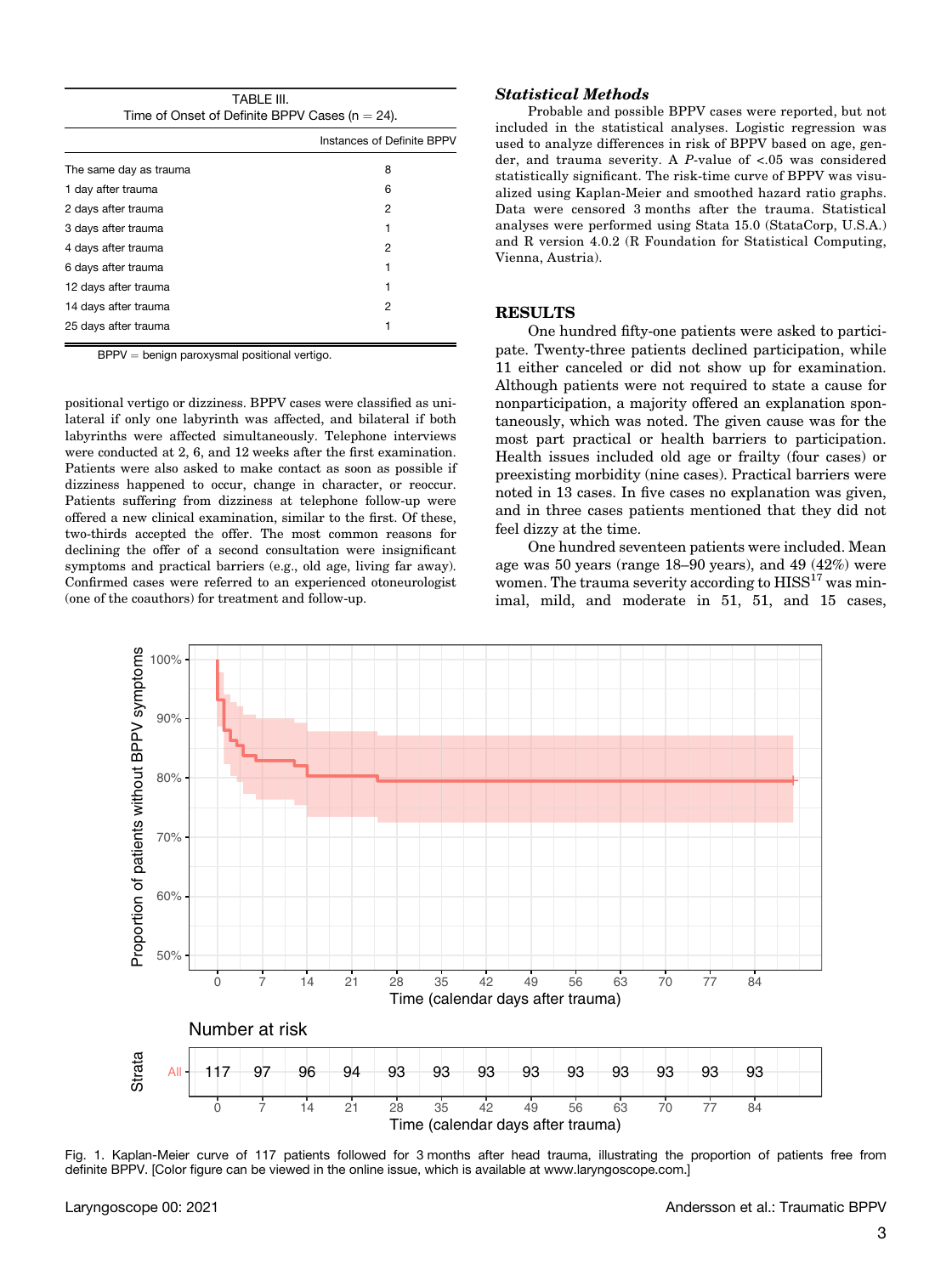TABLE III.
Time of Onset of Definite BPPV Cases (n = 24).

| | Instances of Definite BPPV |
|---|---|
| The same day as trauma | 8 |
| 1 day after trauma | 6 |
| 2 days after trauma | 2 |
| 3 days after trauma | 1 |
| 4 days after trauma | 2 |
| 6 days after trauma | 1 |
| 12 days after trauma | 1 |
| 14 days after trauma | 2 |
| 25 days after trauma | 1 |

BPPV = benign paroxysmal positional vertigo.

positional vertigo or dizziness. BPPV cases were classified as unilateral if only one labyrinth was affected, and bilateral if both labyrinths were affected simultaneously. Telephone interviews were conducted at 2, 6, and 12 weeks after the first examination. Patients were also asked to make contact as soon as possible if dizziness happened to occur, change in character, or reoccur. Patients suffering from dizziness at telephone follow-up were offered a new clinical examination, similar to the first. Of these, two-thirds accepted the offer. The most common reasons for declining the offer of a second consultation were insignificant symptoms and practical barriers (e.g., old age, living far away). Confirmed cases were referred to an experienced otoneurologist (one of the coauthors) for treatment and follow-up.

### *Statistical Methods*

Probable and possible BPPV cases were reported, but not included in the statistical analyses. Logistic regression was used to analyze differences in risk of BPPV based on age, gender, and trauma severity. A *P*-value of <.05 was considered statistically significant. The risk-time curve of BPPV was visualized using Kaplan-Meier and smoothed hazard ratio graphs. Data were censored 3 months after the trauma. Statistical analyses were performed using Stata 15.0 (StataCorp, U.S.A.) and R version 4.0.2 (R Foundation for Statistical Computing, Vienna, Austria).

## RESULTS

One hundred fifty-one patients were asked to participate. Twenty-three patients declined participation, while 11 either canceled or did not show up for examination. Although patients were not required to state a cause for nonparticipation, a majority offered an explanation spontaneously, which was noted. The given cause was for the most part practical or health barriers to participation. Health issues included old age or frailty (four cases) or preexisting morbidity (nine cases). Practical barriers were noted in 13 cases. In five cases no explanation was given, and in three cases patients mentioned that they did not feel dizzy at the time.

One hundred seventeen patients were included. Mean age was 50 years (range 18–90 years), and 49 (42%) were women. The trauma severity according to HISS[17] was minimal, mild, and moderate in 51, 51, and 15 cases,

Fig. 1. Kaplan-Meier curve of 117 patients followed for 3 months after head trauma, illustrating the proportion of patients free from definite BPPV. [Color figure can be viewed in the online issue, which is available at www.laryngoscope.com.]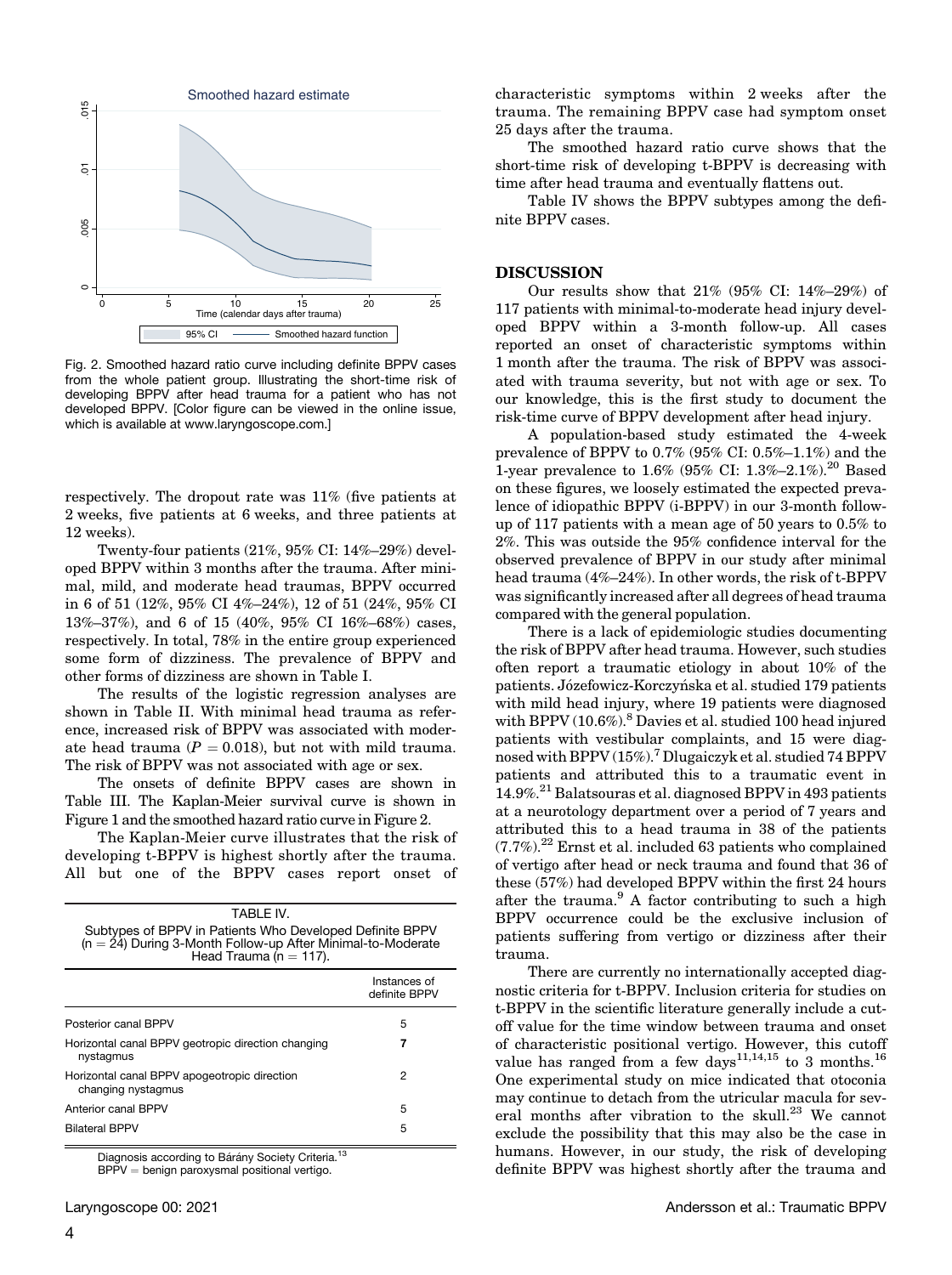Fig. 2. Smoothed hazard ratio curve including definite BPPV cases from the whole patient group. Illustrating the short-time risk of developing BPPV after head trauma for a patient who has not developed BPPV. [Color figure can be viewed in the online issue, which is available at www.laryngoscope.com.]

respectively. The dropout rate was 11% (five patients at 2 weeks, five patients at 6 weeks, and three patients at 12 weeks).

Twenty-four patients (21%, 95% CI: 14%–29%) developed BPPV within 3 months after the trauma. After minimal, mild, and moderate head traumas, BPPV occurred in 6 of 51 (12%, 95% CI 4%–24%), 12 of 51 (24%, 95% CI 13%–37%), and 6 of 15 (40%, 95% CI 16%–68%) cases, respectively. In total, 78% in the entire group experienced some form of dizziness. The prevalence of BPPV and other forms of dizziness are shown in Table I.

The results of the logistic regression analyses are shown in Table II. With minimal head trauma as reference, increased risk of BPPV was associated with moderate head trauma ($P = 0.018$), but not with mild trauma. The risk of BPPV was not associated with age or sex.

The onsets of definite BPPV cases are shown in Table III. The Kaplan-Meier survival curve is shown in Figure 1 and the smoothed hazard ratio curve in Figure 2.

The Kaplan-Meier curve illustrates that the risk of developing t-BPPV is highest shortly after the trauma. All but one of the BPPV cases report onset of characteristic symptoms within 2 weeks after the trauma. The remaining BPPV case had symptom onset 25 days after the trauma.

The smoothed hazard ratio curve shows that the short-time risk of developing t-BPPV is decreasing with time after head trauma and eventually flattens out.

Table IV shows the BPPV subtypes among the definite BPPV cases.

TABLE IV.
Subtypes of BPPV in Patients Who Developed Definite BPPV ($n = 24$) During 3-Month Follow-up After Minimal-to-Moderate Head Trauma ($n = 117$).

| | Instances of definite BPPV |
|---|---|
| Posterior canal BPPV | 5 |
| Horizontal canal BPPV geotropic direction changing nystagmus | **7** |
| Horizontal canal BPPV apogeotropic direction changing nystagmus | 2 |
| Anterior canal BPPV | 5 |
| Bilateral BPPV | 5 |

Diagnosis according to Bárány Society Criteria.[13]
BPPV = benign paroxysmal positional vertigo.

## DISCUSSION

Our results show that 21% (95% CI: 14%–29%) of 117 patients with minimal-to-moderate head injury developed BPPV within a 3-month follow-up. All cases reported an onset of characteristic symptoms within 1 month after the trauma. The risk of BPPV was associated with trauma severity, but not with age or sex. To our knowledge, this is the first study to document the risk-time curve of BPPV development after head injury.

A population-based study estimated the 4-week prevalence of BPPV to 0.7% (95% CI: 0.5%–1.1%) and the 1-year prevalence to 1.6% (95% CI: 1.3%–2.1%).[20] Based on these figures, we loosely estimated the expected prevalence of idiopathic BPPV (i-BPPV) in our 3-month follow-up of 117 patients with a mean age of 50 years to 0.5% to 2%. This was outside the 95% confidence interval for the observed prevalence of BPPV in our study after minimal head trauma (4%–24%). In other words, the risk of t-BPPV was significantly increased after all degrees of head trauma compared with the general population.

There is a lack of epidemiologic studies documenting the risk of BPPV after head trauma. However, such studies often report a traumatic etiology in about 10% of the patients. Józefowicz-Korczyńska et al. studied 179 patients with mild head injury, where 19 patients were diagnosed with BPPV (10.6%).[8] Davies et al. studied 100 head injured patients with vestibular complaints, and 15 were diagnosed with BPPV (15%).[7] Dlugaiczyk et al. studied 74 BPPV patients and attributed this to a traumatic event in 14.9%.[21] Balatsouras et al. diagnosed BPPV in 493 patients at a neurotology department over a period of 7 years and attributed this to a head trauma in 38 of the patients (7.7%).[22] Ernst et al. included 63 patients who complained of vertigo after head or neck trauma and found that 36 of these (57%) had developed BPPV within the first 24 hours after the trauma.[9] A factor contributing to such a high BPPV occurrence could be the exclusive inclusion of patients suffering from vertigo or dizziness after their trauma.

There are currently no internationally accepted diagnostic criteria for t-BPPV. Inclusion criteria for studies on t-BPPV in the scientific literature generally include a cutoff value for the time window between trauma and onset of characteristic positional vertigo. However, this cutoff value has ranged from a few days[11,14,15] to 3 months.[16] One experimental study on mice indicated that otoconia may continue to detach from the utricular macula for several months after vibration to the skull.[23] We cannot exclude the possibility that this may also be the case in humans. However, in our study, the risk of developing definite BPPV was highest shortly after the trauma and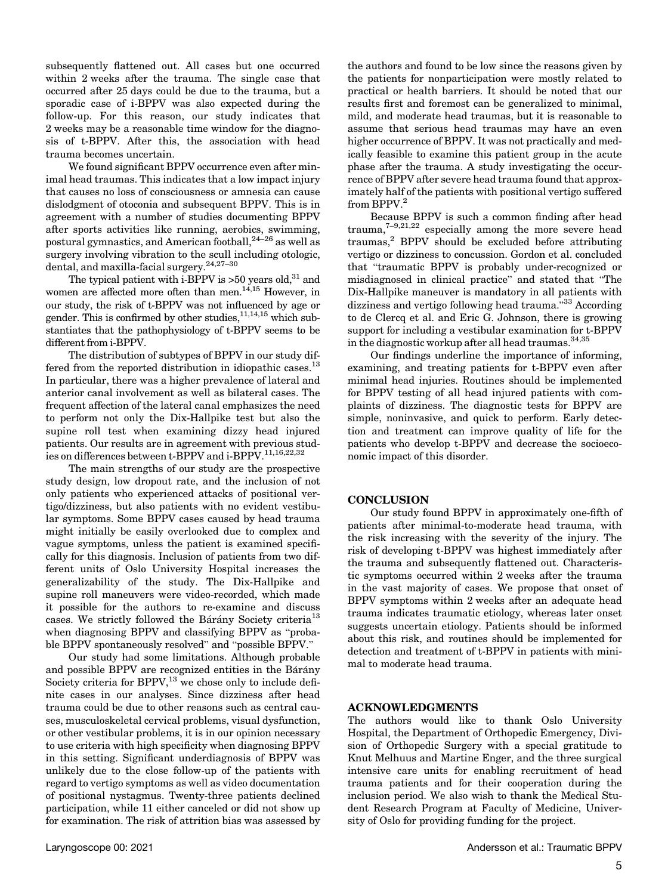subsequently flattened out. All cases but one occurred within 2 weeks after the trauma. The single case that occurred after 25 days could be due to the trauma, but a sporadic case of i-BPPV was also expected during the follow-up. For this reason, our study indicates that 2 weeks may be a reasonable time window for the diagnosis of t-BPPV. After this, the association with head trauma becomes uncertain.

We found significant BPPV occurrence even after minimal head traumas. This indicates that a low impact injury that causes no loss of consciousness or amnesia can cause dislodgment of otoconia and subsequent BPPV. This is in agreement with a number of studies documenting BPPV after sports activities like running, aerobics, swimming, postural gymnastics, and American football,[24–26] as well as surgery involving vibration to the scull including otologic, dental, and maxilla-facial surgery.[24,27–30]

The typical patient with i-BPPV is >50 years old,[31] and women are affected more often than men.[14,15] However, in our study, the risk of t-BPPV was not influenced by age or gender. This is confirmed by other studies,[11,14,15] which substantiates that the pathophysiology of t-BPPV seems to be different from i-BPPV.

The distribution of subtypes of BPPV in our study differed from the reported distribution in idiopathic cases.[13] In particular, there was a higher prevalence of lateral and anterior canal involvement as well as bilateral cases. The frequent affection of the lateral canal emphasizes the need to perform not only the Dix-Hallpike but also the supine roll test when examining dizzy head injured patients. Our results are in agreement with previous studies on differences between t-BPPV and i-BPPV.[11,16,22,32]

The main strengths of our study are the prospective study design, low dropout rate, and the inclusion of not only patients who experienced attacks of positional vertigo/dizziness, but also patients with no evident vestibular symptoms. Some BPPV cases caused by head trauma might initially be easily overlooked due to complex and vague symptoms, unless the patient is examined specifically for this diagnosis. Inclusion of patients from two different units of Oslo University Hospital increases the generalizability of the study. The Dix-Hallpike and supine roll maneuvers were video-recorded, which made it possible for the authors to re-examine and discuss cases. We strictly followed the Bárány Society criteria[13] when diagnosing BPPV and classifying BPPV as "probable BPPV spontaneously resolved" and "possible BPPV."

Our study had some limitations. Although probable and possible BPPV are recognized entities in the Bárány Society criteria for BPPV,[13] we chose only to include definite cases in our analyses. Since dizziness after head trauma could be due to other reasons such as central causes, musculoskeletal cervical problems, visual dysfunction, or other vestibular problems, it is in our opinion necessary to use criteria with high specificity when diagnosing BPPV in this setting. Significant underdiagnosis of BPPV was unlikely due to the close follow-up of the patients with regard to vertigo symptoms as well as video documentation of positional nystagmus. Twenty-three patients declined participation, while 11 either canceled or did not show up for examination. The risk of attrition bias was assessed by the authors and found to be low since the reasons given by the patients for nonparticipation were mostly related to practical or health barriers. It should be noted that our results first and foremost can be generalized to minimal, mild, and moderate head traumas, but it is reasonable to assume that serious head traumas may have an even higher occurrence of BPPV. It was not practically and medically feasible to examine this patient group in the acute phase after the trauma. A study investigating the occurrence of BPPV after severe head trauma found that approximately half of the patients with positional vertigo suffered from BPPV.[2]

Because BPPV is such a common finding after head trauma,[7–9,21,22] especially among the more severe head traumas,[2] BPPV should be excluded before attributing vertigo or dizziness to concussion. Gordon et al. concluded that "traumatic BPPV is probably under-recognized or misdiagnosed in clinical practice" and stated that "The Dix-Hallpike maneuver is mandatory in all patients with dizziness and vertigo following head trauma."[33] According to de Clercq et al. and Eric G. Johnson, there is growing support for including a vestibular examination for t-BPPV in the diagnostic workup after all head traumas.[34,35]

Our findings underline the importance of informing, examining, and treating patients for t-BPPV even after minimal head injuries. Routines should be implemented for BPPV testing of all head injured patients with complaints of dizziness. The diagnostic tests for BPPV are simple, noninvasive, and quick to perform. Early detection and treatment can improve quality of life for the patients who develop t-BPPV and decrease the socioeconomic impact of this disorder.

## CONCLUSION

Our study found BPPV in approximately one-fifth of patients after minimal-to-moderate head trauma, with the risk increasing with the severity of the injury. The risk of developing t-BPPV was highest immediately after the trauma and subsequently flattened out. Characteristic symptoms occurred within 2 weeks after the trauma in the vast majority of cases. We propose that onset of BPPV symptoms within 2 weeks after an adequate head trauma indicates traumatic etiology, whereas later onset suggests uncertain etiology. Patients should be informed about this risk, and routines should be implemented for detection and treatment of t-BPPV in patients with minimal to moderate head trauma.

## ACKNOWLEDGMENTS

The authors would like to thank Oslo University Hospital, the Department of Orthopedic Emergency, Division of Orthopedic Surgery with a special gratitude to Knut Melhuus and Martine Enger, and the three surgical intensive care units for enabling recruitment of head trauma patients and for their cooperation during the inclusion period. We also wish to thank the Medical Student Research Program at Faculty of Medicine, University of Oslo for providing funding for the project.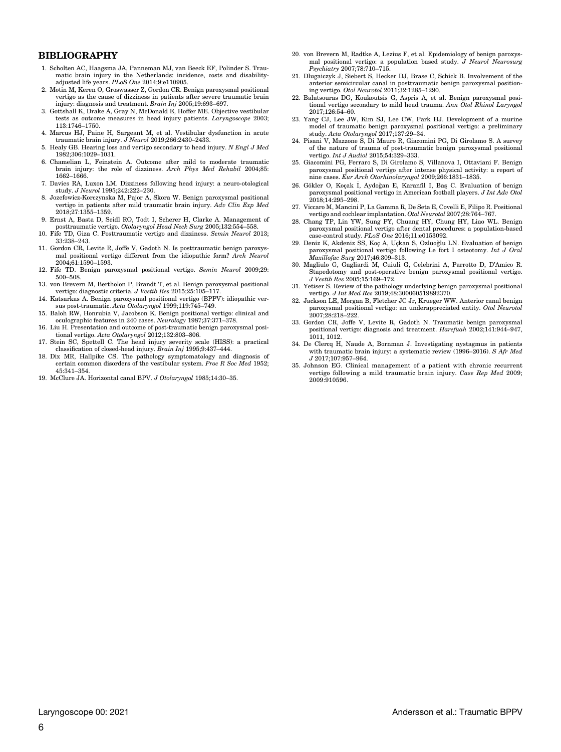## BIBLIOGRAPHY

1. Scholten AC, Haagsma JA, Panneman MJ, van Beeck EF, Polinder S. Traumatic brain injury in the Netherlands: incidence, costs and disability-adjusted life years. *PLoS One* 2014;9:e110905.
2. Motin M, Keren O, Groswasser Z, Gordon CR. Benign paroxysmal positional vertigo as the cause of dizziness in patients after severe traumatic brain injury: diagnosis and treatment. *Brain Inj* 2005;19:693–697.
3. Gottshall K, Drake A, Gray N, McDonald E, Hoffer ME. Objective vestibular tests as outcome measures in head injury patients. *Laryngoscope* 2003; 113:1746–1750.
4. Marcus HJ, Paine H, Sargeant M, et al. Vestibular dysfunction in acute traumatic brain injury. *J Neurol* 2019;266:2430–2433.
5. Healy GB. Hearing loss and vertigo secondary to head injury. *N Engl J Med* 1982;306:1029–1031.
6. Chamelian L, Feinstein A. Outcome after mild to moderate traumatic brain injury: the role of dizziness. *Arch Phys Med Rehabil* 2004;85: 1662–1666.
7. Davies RA, Luxon LM. Dizziness following head injury: a neuro-otological study. *J Neurol* 1995;242:222–230.
8. Jozefowicz-Korczynska M, Pajor A, Skora W. Benign paroxysmal positional vertigo in patients after mild traumatic brain injury. *Adv Clin Exp Med* 2018;27:1355–1359.
9. Ernst A, Basta D, Seidl RO, Todt I, Scherer H, Clarke A. Management of posttraumatic vertigo. *Otolaryngol Head Neck Surg* 2005;132:554–558.
10. Fife TD, Giza C. Posttraumatic vertigo and dizziness. *Semin Neurol* 2013; 33:238–243.
11. Gordon CR, Levite R, Joffe V, Gadoth N. Is posttraumatic benign paroxysmal positional vertigo different from the idiopathic form? *Arch Neurol* 2004;61:1590–1593.
12. Fife TD. Benign paroxysmal positional vertigo. *Semin Neurol* 2009;29: 500–508.
13. von Brevern M, Bertholon P, Brandt T, et al. Benign paroxysmal positional vertigo: diagnostic criteria. *J Vestib Res* 2015;25:105–117.
14. Katsarkas A. Benign paroxysmal positional vertigo (BPPV): idiopathic versus post-traumatic. *Acta Otolaryngol* 1999;119:745–749.
15. Baloh RW, Honrubia V, Jacobson K. Benign positional vertigo: clinical and oculographic features in 240 cases. *Neurology* 1987;37:371–378.
16. Liu H. Presentation and outcome of post-traumatic benign paroxysmal positional vertigo. *Acta Otolaryngol* 2012;132:803–806.
17. Stein SC, Spettell C. The head injury severity scale (HISS): a practical classification of closed-head injury. *Brain Inj* 1995;9:437–444.
18. Dix MR, Hallpike CS. The pathology symptomatology and diagnosis of certain common disorders of the vestibular system. *Proc R Soc Med* 1952; 45:341–354.
19. McClure JA. Horizontal canal BPV. *J Otolaryngol* 1985;14:30–35.
20. von Brevern M, Radtke A, Lezius F, et al. Epidemiology of benign paroxysmal positional vertigo: a population based study. *J Neurol Neurosurg Psychiatry* 2007;78:710–715.
21. Dlugaiczyk J, Siebert S, Hecker DJ, Brase C, Schick B. Involvement of the anterior semicircular canal in posttraumatic benign paroxysmal positioning vertigo. *Otol Neurotol* 2011;32:1285–1290.
22. Balatsouras DG, Koukoutsis G, Aspris A, et al. Benign paroxysmal positional vertigo secondary to mild head trauma. *Ann Otol Rhinol Laryngol* 2017;126:54–60.
23. Yang CJ, Lee JW, Kim SJ, Lee CW, Park HJ. Development of a murine model of traumatic benign paroxysmal positional vertigo: a preliminary study. *Acta Otolaryngol* 2017;137:29–34.
24. Pisani V, Mazzone S, Di Mauro R, Giacomini PG, Di Girolamo S. A survey of the nature of trauma of post-traumatic benign paroxysmal positional vertigo. *Int J Audiol* 2015;54:329–333.
25. Giacomini PG, Ferraro S, Di Girolamo S, Villanova I, Ottaviani F. Benign paroxysmal positional vertigo after intense physical activity: a report of nine cases. *Eur Arch Otorhinolaryngol* 2009;266:1831–1835.
26. Gökler O, Koçak İ, Aydoğan E, Karanfil I, Baş C. Evaluation of benign paroxysmal positional vertigo in American football players. *J Int Adv Otol* 2018;14:295–298.
27. Viccaro M, Mancini P, La Gamma R, De Seta E, Covelli E, Filipo R. Positional vertigo and cochlear implantation. *Otol Neurotol* 2007;28:764–767.
28. Chang TP, Lin YW, Sung PY, Chuang HY, Chung HY, Liao WL. Benign paroxysmal positional vertigo after dental procedures: a population-based case-control study. *PLoS One* 2016;11:e0153092.
29. Deniz K, Akdeniz SS, Koç A, Uçkan S, Ozluoğlu LN. Evaluation of benign paroxysmal positional vertigo following Le fort I osteotomy. *Int J Oral Maxillofac Surg* 2017;46:309–313.
30. Magliulo G, Gagliardi M, Cuiuli G, Celebrini A, Parrotto D, D'Amico R. Stapedotomy and post-operative benign paroxysmal positional vertigo. *J Vestib Res* 2005;15:169–172.
31. Yetiser S. Review of the pathology underlying benign paroxysmal positional vertigo. *J Int Med Res* 2019;48:300060519892370.
32. Jackson LE, Morgan B, Fletcher JC Jr, Krueger WW. Anterior canal benign paroxysmal positional vertigo: an underappreciated entity. *Otol Neurotol* 2007;28:218–222.
33. Gordon CR, Joffe V, Levite R, Gadoth N. Traumatic benign paroxysmal positional vertigo: diagnosis and treatment. *Harefuah* 2002;141:944–947, 1011, 1012.
34. De Clercq H, Naude A, Bornman J. Investigating nystagmus in patients with traumatic brain injury: a systematic review (1996–2016). *S Afr Med J* 2017;107:957–964.
35. Johnson EG. Clinical management of a patient with chronic recurrent vertigo following a mild traumatic brain injury. *Case Rep Med* 2009; 2009:910596.